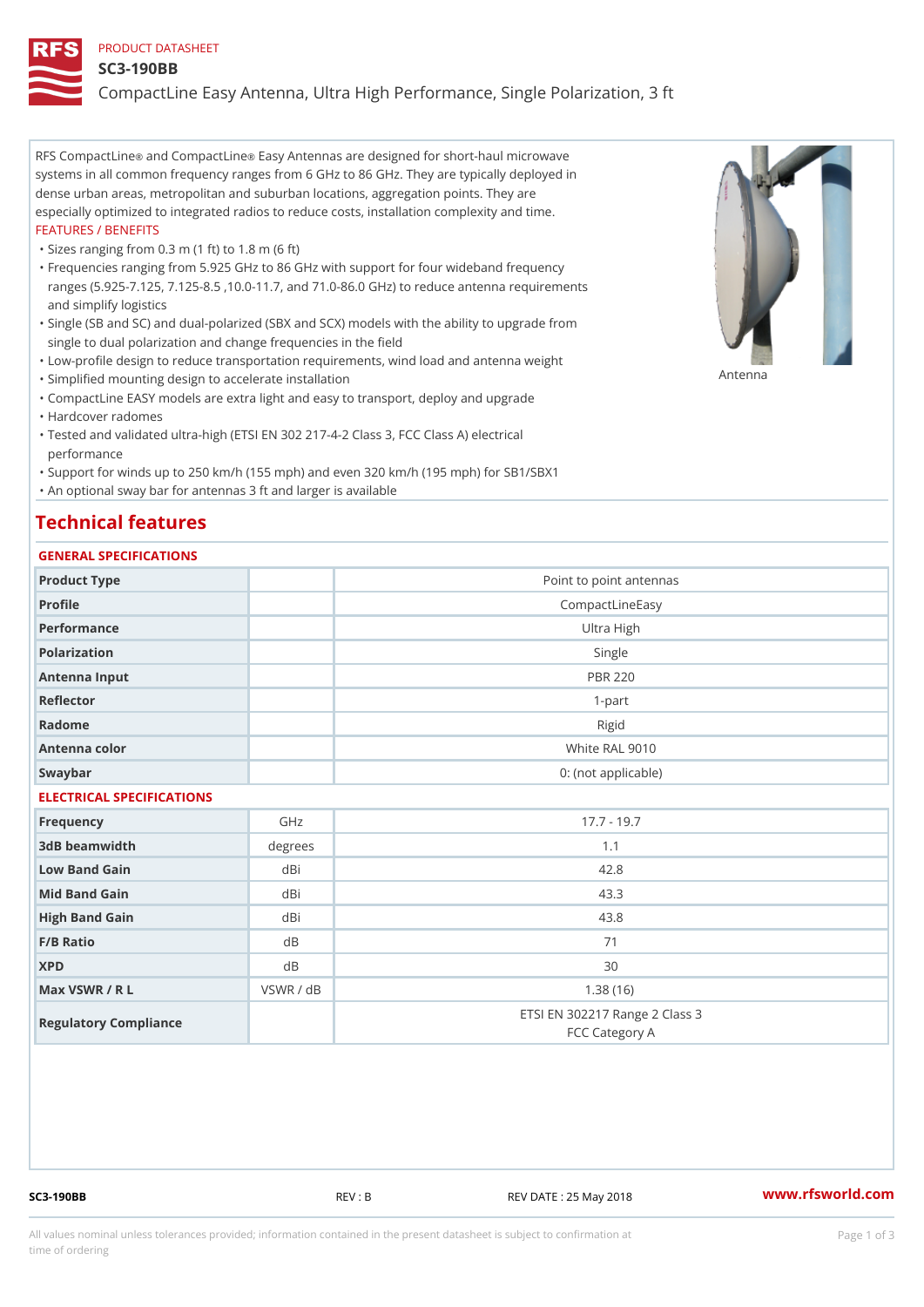PRODUCT DATASHEET

# SC3-190BB

## CompactLine Easy Antenna, Ultra High Performance, Single Polarization, 3 ft

RFS CompactLine® and CompactLine® Easy Antennas are designed for short-haul microwave systems in all common frequency ranges from 6 GHz to 86 GHz. They are typically deployed in dense urban areas, metropolitan and suburban locations, aggregation points. They are especially optimized to integrated radios to reduce costs, installation complexity and time.

FEATURES / BENEFITS

- Sizes ranging from 0.3 m (1 ft) to 1.8 m (6 ft)
- Frequencies ranging from 5.925 GHz to 86 GHz with support for four wideband frequency ranges (5.925-7.125, 7.125-8.5 ,10.0-11.7, and 71.0-86.0 GHz) to reduce antenna requirements and simplify logistics
- Single (SB and SC) and dual-polarized (SBX and SCX) models with the ability to upgrade from single to dual polarization and change frequencies in the field
- Low-profile design to reduce transportation requirements, wind load and antenna weight
- Simplified mounting design to accelerate installation
- CompactLine EASY models are extra light and easy to transport, deploy and upgrade
- Hardcover radomes
- Tested and validated ultra-high (ETSI EN 302 217-4-2 Class 3, FCC Class A) electrical performance
- Support for winds up to 250 km/h (155 mph) and even 320 km/h (195 mph) for SB1/SBX1
- An optional sway bar for antennas 3 ft and larger is available

Antenna

## Technical features

### GENERAL SPECIFICATIONS

| | | |
|---|---|---|
| Product Type | | Point to point antennas |
| Profile | | CompactLineEasy |
| Performance | | Ultra High |
| Polarization | | Single |
| Antenna Input | | PBR 220 |
| Reflector | | 1-part |
| Radome | | Rigid |
| Antenna color | | White RAL 9010 |
| Swaybar | | 0: (not applicable) |

### ELECTRICAL SPECIFICATIONS

| | | |
|---|---|---|
| Frequency | GHz | 17.7 - 19.7 |
| 3dB beamwidth | degrees | 1.1 |
| Low Band Gain | dBi | 42.8 |
| Mid Band Gain | dBi | 43.3 |
| High Band Gain | dBi | 43.8 |
| F/B Ratio | dB | 71 |
| XPD | dB | 30 |
| Max VSWR / R L | VSWR / dB | 1.38 (16) |
| Regulatory Compliance | | ETSI EN 302217 Range 2 Class 3<br>FCC Category A |

SC3-190BB REV : B REV DATE : 25 May 2018 www.rfsworld.com

All values nominal unless tolerances provided; information contained in the present datasheet is subject to confirmation at time of ordering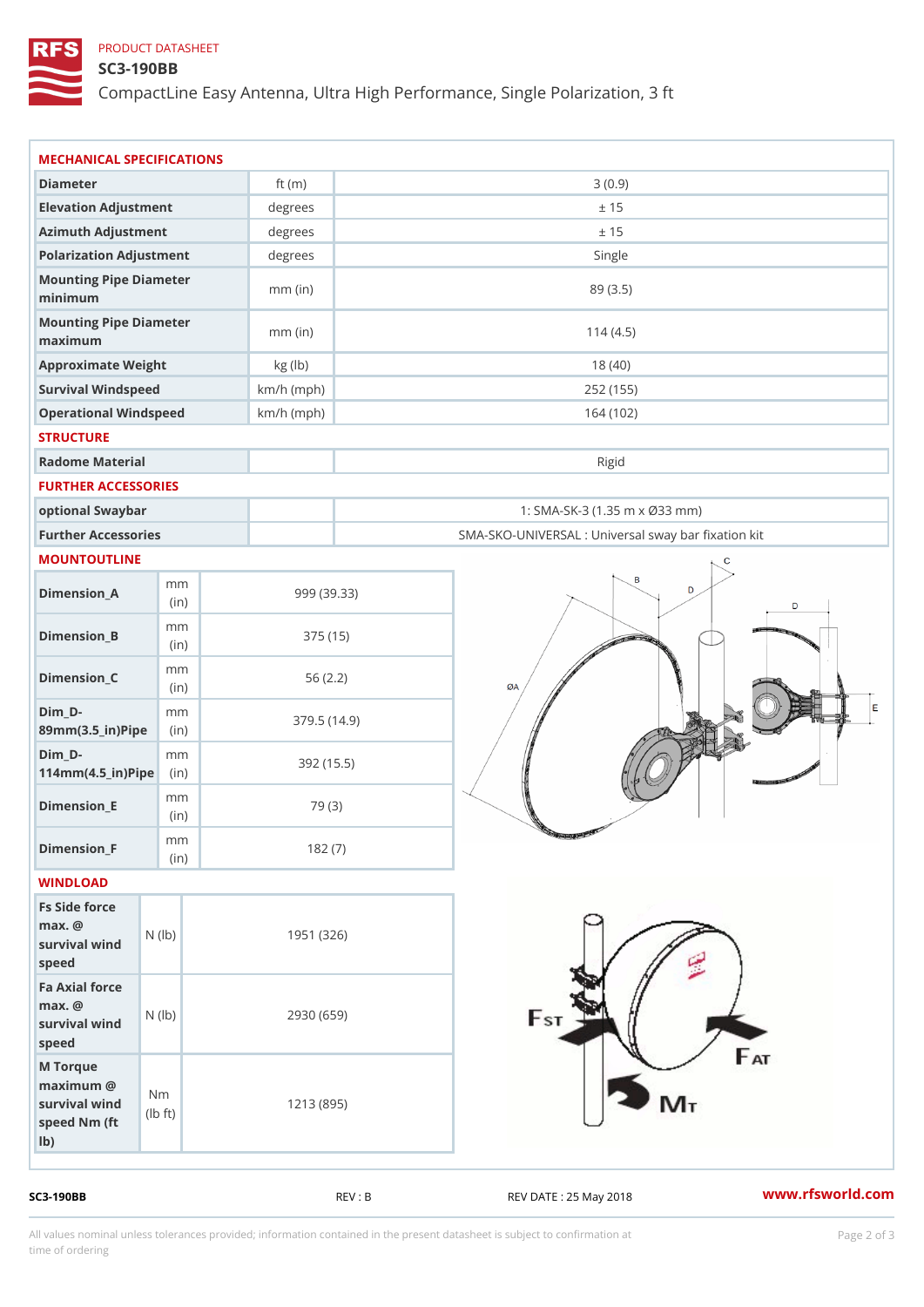PRODUCT DATASHEET

# SC3-190BB

CompactLine Easy Antenna, Ultra High Performance, Single Polarization, 3 ft

## MECHANICAL SPECIFICATIONS

| | | |
|---|---|---|
| Diameter | ft (m) | 3 (0.9) |
| Elevation Adjustment | degrees | ± 15 |
| Azimuth Adjustment | degrees | ± 15 |
| Polarization Adjustment | degrees | Single |
| Mounting Pipe Diameter minimum | mm (in) | 89 (3.5) |
| Mounting Pipe Diameter maximum | mm (in) | 114 (4.5) |
| Approximate Weight | kg (lb) | 18 (40) |
| Survival Windspeed | km/h (mph) | 252 (155) |
| Operational Windspeed | km/h (mph) | 164 (102) |

## STRUCTURE

| | | |
|---|---|---|
| Radome Material | | Rigid |

## FURTHER ACCESSORIES

| | | |
|---|---|---|
| optional Swaybar | | 1: SMA-SK-3 (1.35 m x Ø33 mm) |
| Further Accessories | | SMA-SKO-UNIVERSAL : Universal sway bar fixation kit |

## MOUNTOUTLINE

| | | |
|---|---|---|
| Dimension_A | mm (in) | 999 (39.33) |
| Dimension_B | mm (in) | 375 (15) |
| Dimension_C | mm (in) | 56 (2.2) |
| Dim_D-89mm(3.5_in)Pipe | mm (in) | 379.5 (14.9) |
| Dim_D-114mm(4.5_in)Pipe | mm (in) | 392 (15.5) |
| Dimension_E | mm (in) | 79 (3) |
| Dimension_F | mm (in) | 182 (7) |

## WINDLOAD

| | | |
|---|---|---|
| Fs Side force max. @ survival wind speed | N (lb) | 1951 (326) |
| Fa Axial force max. @ survival wind speed | N (lb) | 2930 (659) |
| M Torque maximum @ survival wind speed Nm (ft lb) | Nm (lb ft) | 1213 (895) |

SC3-190BB REV : B REV DATE : 25 May 2018 www.rfsworld.com

All values nominal unless tolerances provided; information contained in the present datasheet is subject to confirmation at time of ordering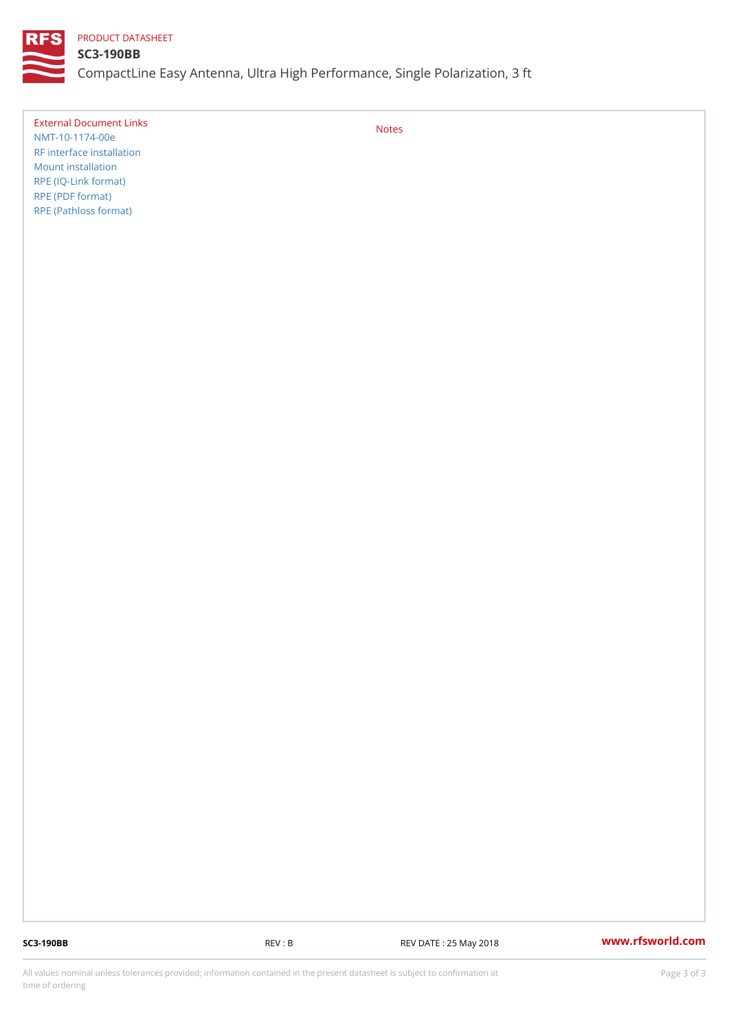# SC3-190BB

CompactLine Easy Antenna, Ultra High Performance, Single Polarization, 3 ft

### External Document Links

- NMT-10-1174-00e
- RF interface installation
- Mount installation
- RPE (IQ-Link format)
- RPE (PDF format)
- RPE (Pathloss format)

### Notes

SC3-190BB REV : B REV DATE : 25 May 2018 www.rfsworld.com

All values nominal unless tolerances provided; information contained in the present datasheet is subject to confirmation at time of ordering